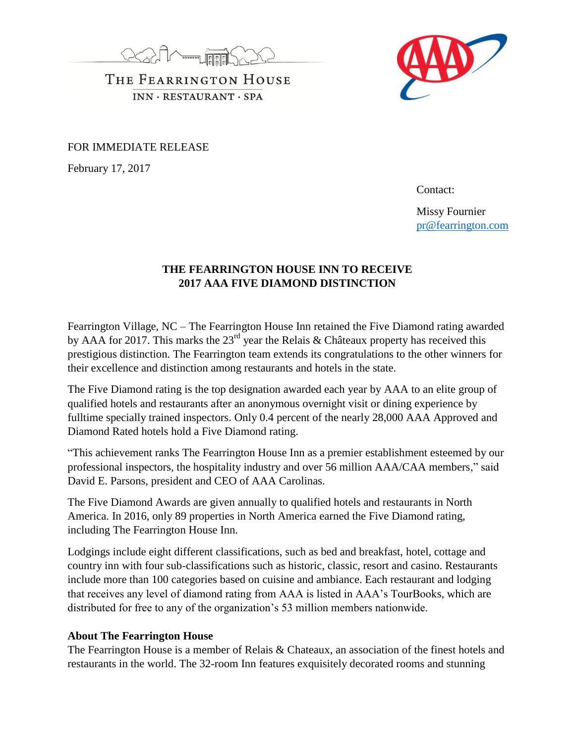THE FEARRINGTON HOUSE

INN · RESTAURANT · SPA

FOR IMMEDIATE RELEASE

February 17, 2017

Contact:

Missy Fournier
pr@fearrington.com

**THE FEARRINGTON HOUSE INN TO RECEIVE 2017 AAA FIVE DIAMOND DISTINCTION**

Fearrington Village, NC – The Fearrington House Inn retained the Five Diamond rating awarded by AAA for 2017. This marks the 23rd year the Relais & Châteaux property has received this prestigious distinction. The Fearrington team extends its congratulations to the other winners for their excellence and distinction among restaurants and hotels in the state.

The Five Diamond rating is the top designation awarded each year by AAA to an elite group of qualified hotels and restaurants after an anonymous overnight visit or dining experience by fulltime specially trained inspectors. Only 0.4 percent of the nearly 28,000 AAA Approved and Diamond Rated hotels hold a Five Diamond rating.

"This achievement ranks The Fearrington House Inn as a premier establishment esteemed by our professional inspectors, the hospitality industry and over 56 million AAA/CAA members," said David E. Parsons, president and CEO of AAA Carolinas.

The Five Diamond Awards are given annually to qualified hotels and restaurants in North America. In 2016, only 89 properties in North America earned the Five Diamond rating, including The Fearrington House Inn.

Lodgings include eight different classifications, such as bed and breakfast, hotel, cottage and country inn with four sub-classifications such as historic, classic, resort and casino. Restaurants include more than 100 categories based on cuisine and ambiance. Each restaurant and lodging that receives any level of diamond rating from AAA is listed in AAA's TourBooks, which are distributed for free to any of the organization's 53 million members nationwide.

**About The Fearrington House**
The Fearrington House is a member of Relais & Chateaux, an association of the finest hotels and restaurants in the world. The 32-room Inn features exquisitely decorated rooms and stunning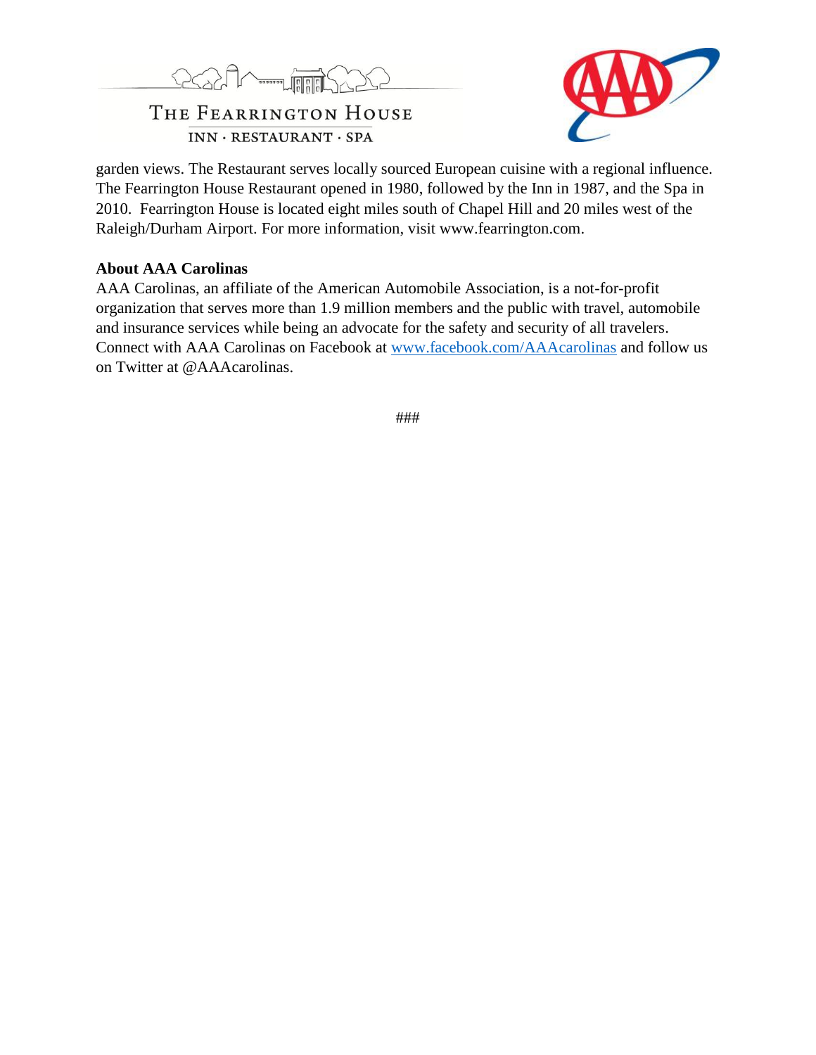garden views. The Restaurant serves locally sourced European cuisine with a regional influence. The Fearrington House Restaurant opened in 1980, followed by the Inn in 1987, and the Spa in 2010. Fearrington House is located eight miles south of Chapel Hill and 20 miles west of the Raleigh/Durham Airport. For more information, visit www.fearrington.com.

**About AAA Carolinas**

AAA Carolinas, an affiliate of the American Automobile Association, is a not-for-profit organization that serves more than 1.9 million members and the public with travel, automobile and insurance services while being an advocate for the safety and security of all travelers. Connect with AAA Carolinas on Facebook at www.facebook.com/AAAcarolinas and follow us on Twitter at @AAAcarolinas.

###